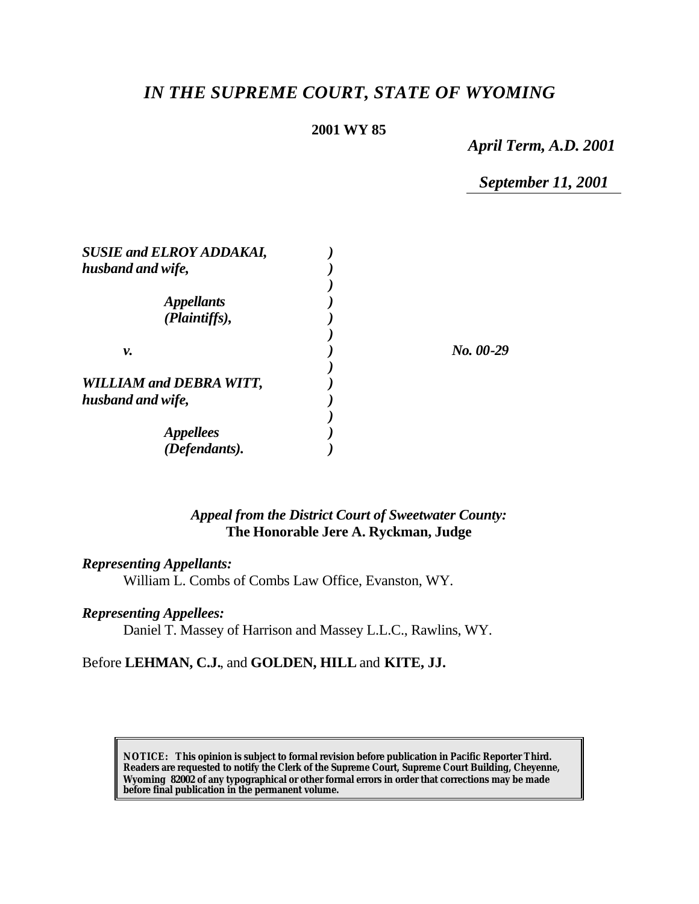# *IN THE SUPREME COURT, STATE OF WYOMING*

**2001 WY 85**

*April Term, A.D. 2001*

*September 11, 2001*

| | | |
|---|---|---|
| ***SUSIE and ELROY ADDAKAI, husband and wife,*** | ) | |
| ***Appellants (Plaintiffs),*** | ) | |
| ***v.*** | ) | ***No. 00-29*** |
| ***WILLIAM and DEBRA WITT, husband and wife,*** | ) | |
| ***Appellees (Defendants).*** | ) | |

*Appeal from the District Court of Sweetwater County:*
**The Honorable Jere A. Ryckman, Judge**

***Representing Appellants:***
William L. Combs of Combs Law Office, Evanston, WY.

***Representing Appellees:***
Daniel T. Massey of Harrison and Massey L.L.C., Rawlins, WY.

Before **LEHMAN, C.J.**, and **GOLDEN, HILL** and **KITE, JJ.**

**NOTICE: This opinion is subject to formal revision before publication in Pacific Reporter Third. Readers are requested to notify the Clerk of the Supreme Court, Supreme Court Building, Cheyenne, Wyoming 82002 of any typographical or other formal errors in order that corrections may be made before final publication in the permanent volume.**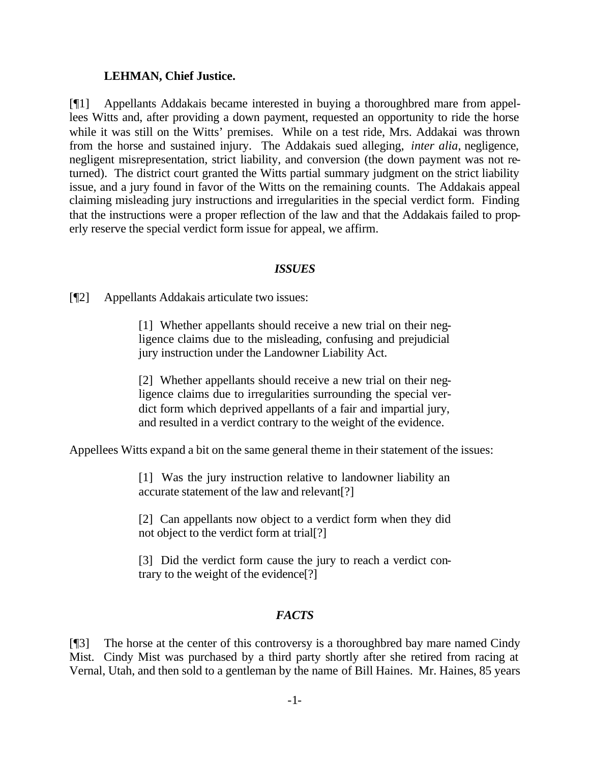**LEHMAN, Chief Justice.**

[¶1] Appellants Addakais became interested in buying a thoroughbred mare from appellees Witts and, after providing a down payment, requested an opportunity to ride the horse while it was still on the Witts' premises. While on a test ride, Mrs. Addakai was thrown from the horse and sustained injury. The Addakais sued alleging, *inter alia*, negligence, negligent misrepresentation, strict liability, and conversion (the down payment was not returned). The district court granted the Witts partial summary judgment on the strict liability issue, and a jury found in favor of the Witts on the remaining counts. The Addakais appeal claiming misleading jury instructions and irregularities in the special verdict form. Finding that the instructions were a proper reflection of the law and that the Addakais failed to properly reserve the special verdict form issue for appeal, we affirm.

## *ISSUES*

[¶2] Appellants Addakais articulate two issues:

> [1] Whether appellants should receive a new trial on their negligence claims due to the misleading, confusing and prejudicial jury instruction under the Landowner Liability Act.
>
> [2] Whether appellants should receive a new trial on their negligence claims due to irregularities surrounding the special verdict form which deprived appellants of a fair and impartial jury, and resulted in a verdict contrary to the weight of the evidence.

Appellees Witts expand a bit on the same general theme in their statement of the issues:

> [1] Was the jury instruction relative to landowner liability an accurate statement of the law and relevant[?]
>
> [2] Can appellants now object to a verdict form when they did not object to the verdict form at trial[?]
>
> [3] Did the verdict form cause the jury to reach a verdict contrary to the weight of the evidence[?]

## *FACTS*

[¶3] The horse at the center of this controversy is a thoroughbred bay mare named Cindy Mist. Cindy Mist was purchased by a third party shortly after she retired from racing at Vernal, Utah, and then sold to a gentleman by the name of Bill Haines. Mr. Haines, 85 years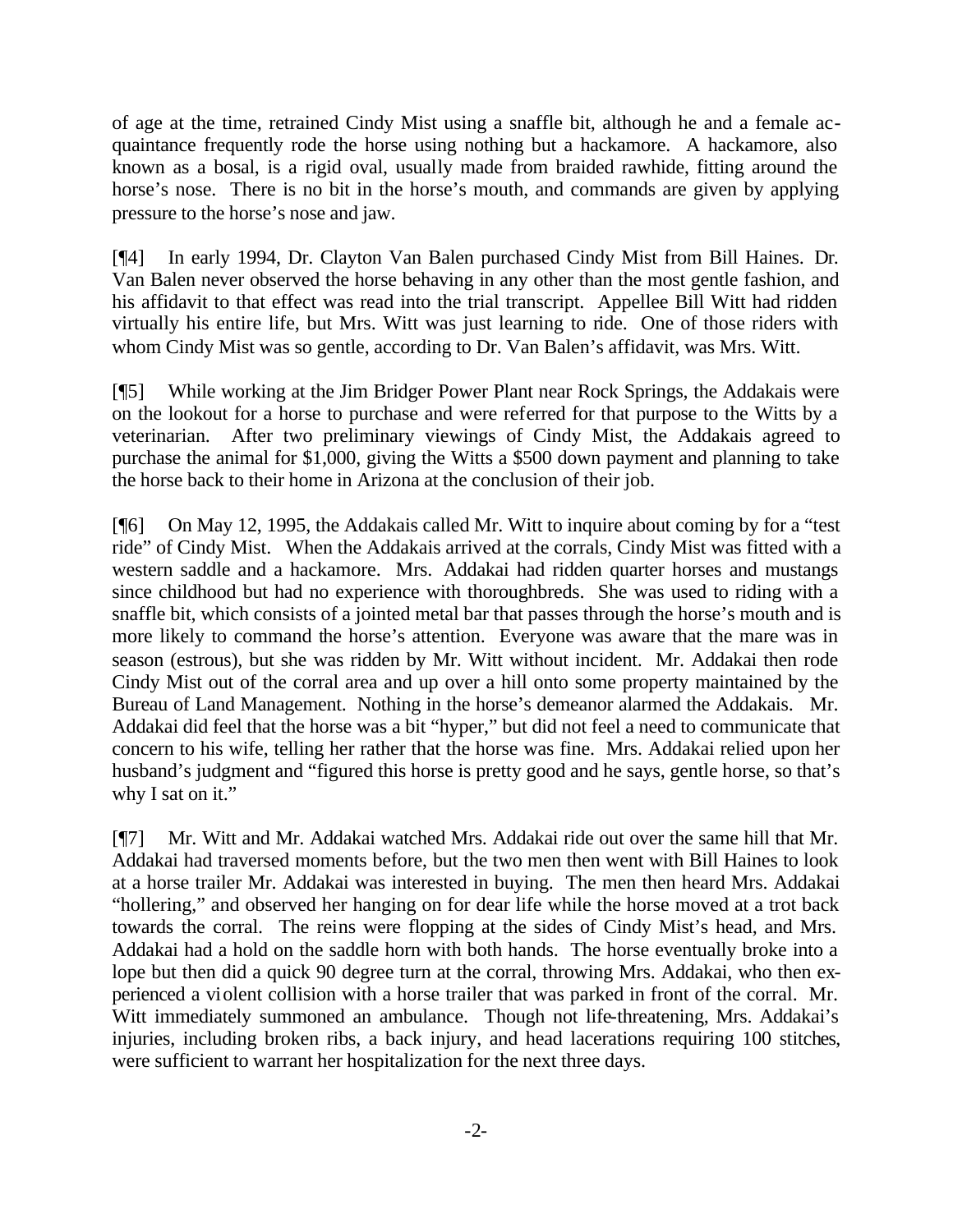of age at the time, retrained Cindy Mist using a snaffle bit, although he and a female acquaintance frequently rode the horse using nothing but a hackamore. A hackamore, also known as a bosal, is a rigid oval, usually made from braided rawhide, fitting around the horse's nose. There is no bit in the horse's mouth, and commands are given by applying pressure to the horse's nose and jaw.

[¶4] In early 1994, Dr. Clayton Van Balen purchased Cindy Mist from Bill Haines. Dr. Van Balen never observed the horse behaving in any other than the most gentle fashion, and his affidavit to that effect was read into the trial transcript. Appellee Bill Witt had ridden virtually his entire life, but Mrs. Witt was just learning to ride. One of those riders with whom Cindy Mist was so gentle, according to Dr. Van Balen's affidavit, was Mrs. Witt.

[¶5] While working at the Jim Bridger Power Plant near Rock Springs, the Addakais were on the lookout for a horse to purchase and were referred for that purpose to the Witts by a veterinarian. After two preliminary viewings of Cindy Mist, the Addakais agreed to purchase the animal for $1,000, giving the Witts a $500 down payment and planning to take the horse back to their home in Arizona at the conclusion of their job.

[¶6] On May 12, 1995, the Addakais called Mr. Witt to inquire about coming by for a "test ride" of Cindy Mist. When the Addakais arrived at the corrals, Cindy Mist was fitted with a western saddle and a hackamore. Mrs. Addakai had ridden quarter horses and mustangs since childhood but had no experience with thoroughbreds. She was used to riding with a snaffle bit, which consists of a jointed metal bar that passes through the horse's mouth and is more likely to command the horse's attention. Everyone was aware that the mare was in season (estrous), but she was ridden by Mr. Witt without incident. Mr. Addakai then rode Cindy Mist out of the corral area and up over a hill onto some property maintained by the Bureau of Land Management. Nothing in the horse's demeanor alarmed the Addakais. Mr. Addakai did feel that the horse was a bit "hyper," but did not feel a need to communicate that concern to his wife, telling her rather that the horse was fine. Mrs. Addakai relied upon her husband's judgment and "figured this horse is pretty good and he says, gentle horse, so that's why I sat on it."

[¶7] Mr. Witt and Mr. Addakai watched Mrs. Addakai ride out over the same hill that Mr. Addakai had traversed moments before, but the two men then went with Bill Haines to look at a horse trailer Mr. Addakai was interested in buying. The men then heard Mrs. Addakai "hollering," and observed her hanging on for dear life while the horse moved at a trot back towards the corral. The reins were flopping at the sides of Cindy Mist's head, and Mrs. Addakai had a hold on the saddle horn with both hands. The horse eventually broke into a lope but then did a quick 90 degree turn at the corral, throwing Mrs. Addakai, who then experienced a violent collision with a horse trailer that was parked in front of the corral. Mr. Witt immediately summoned an ambulance. Though not life-threatening, Mrs. Addakai's injuries, including broken ribs, a back injury, and head lacerations requiring 100 stitches, were sufficient to warrant her hospitalization for the next three days.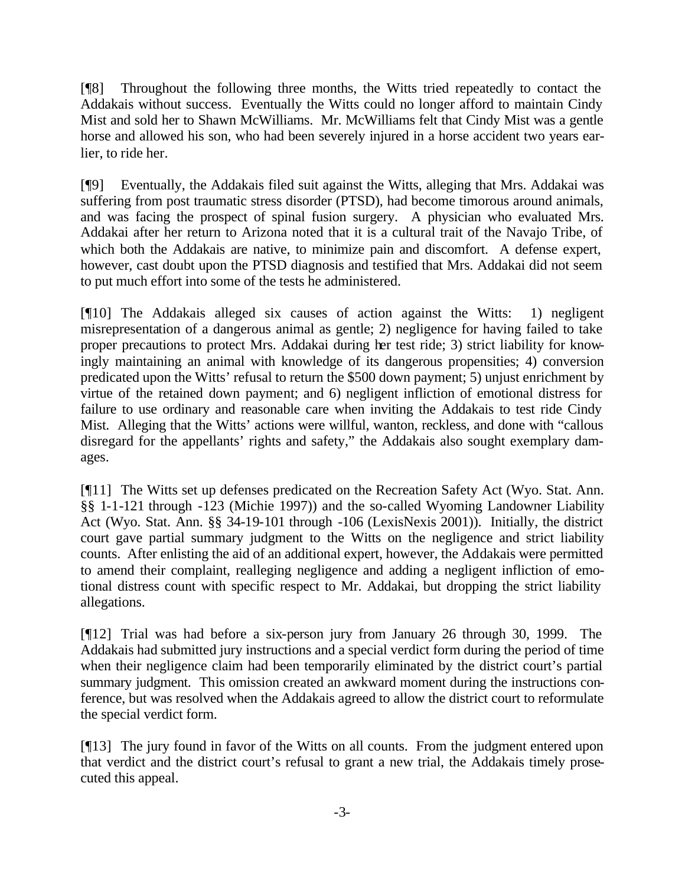[¶8] Throughout the following three months, the Witts tried repeatedly to contact the Addakais without success. Eventually the Witts could no longer afford to maintain Cindy Mist and sold her to Shawn McWilliams. Mr. McWilliams felt that Cindy Mist was a gentle horse and allowed his son, who had been severely injured in a horse accident two years earlier, to ride her.

[¶9] Eventually, the Addakais filed suit against the Witts, alleging that Mrs. Addakai was suffering from post traumatic stress disorder (PTSD), had become timorous around animals, and was facing the prospect of spinal fusion surgery. A physician who evaluated Mrs. Addakai after her return to Arizona noted that it is a cultural trait of the Navajo Tribe, of which both the Addakais are native, to minimize pain and discomfort. A defense expert, however, cast doubt upon the PTSD diagnosis and testified that Mrs. Addakai did not seem to put much effort into some of the tests he administered.

[¶10] The Addakais alleged six causes of action against the Witts: 1) negligent misrepresentation of a dangerous animal as gentle; 2) negligence for having failed to take proper precautions to protect Mrs. Addakai during her test ride; 3) strict liability for knowingly maintaining an animal with knowledge of its dangerous propensities; 4) conversion predicated upon the Witts' refusal to return the $500 down payment; 5) unjust enrichment by virtue of the retained down payment; and 6) negligent infliction of emotional distress for failure to use ordinary and reasonable care when inviting the Addakais to test ride Cindy Mist. Alleging that the Witts' actions were willful, wanton, reckless, and done with "callous disregard for the appellants' rights and safety," the Addakais also sought exemplary damages.

[¶11] The Witts set up defenses predicated on the Recreation Safety Act (Wyo. Stat. Ann. §§ 1-1-121 through -123 (Michie 1997)) and the so-called Wyoming Landowner Liability Act (Wyo. Stat. Ann. §§ 34-19-101 through -106 (LexisNexis 2001)). Initially, the district court gave partial summary judgment to the Witts on the negligence and strict liability counts. After enlisting the aid of an additional expert, however, the Addakais were permitted to amend their complaint, realleging negligence and adding a negligent infliction of emotional distress count with specific respect to Mr. Addakai, but dropping the strict liability allegations.

[¶12] Trial was had before a six-person jury from January 26 through 30, 1999. The Addakais had submitted jury instructions and a special verdict form during the period of time when their negligence claim had been temporarily eliminated by the district court's partial summary judgment. This omission created an awkward moment during the instructions conference, but was resolved when the Addakais agreed to allow the district court to reformulate the special verdict form.

[¶13] The jury found in favor of the Witts on all counts. From the judgment entered upon that verdict and the district court's refusal to grant a new trial, the Addakais timely prosecuted this appeal.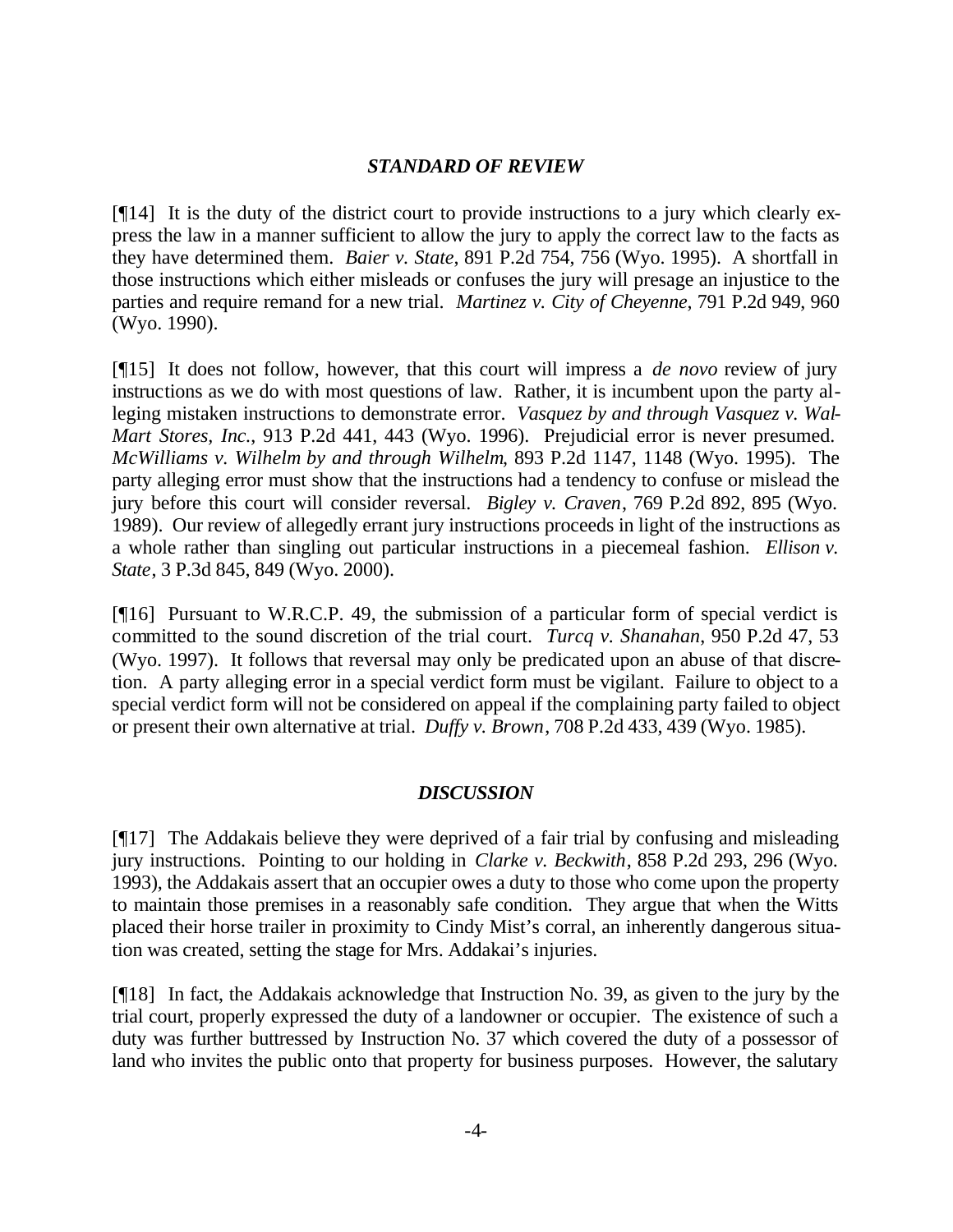### *STANDARD OF REVIEW*

[¶14] It is the duty of the district court to provide instructions to a jury which clearly express the law in a manner sufficient to allow the jury to apply the correct law to the facts as they have determined them. *Baier v. State*, 891 P.2d 754, 756 (Wyo. 1995). A shortfall in those instructions which either misleads or confuses the jury will presage an injustice to the parties and require remand for a new trial. *Martinez v. City of Cheyenne*, 791 P.2d 949, 960 (Wyo. 1990).

[¶15] It does not follow, however, that this court will impress a *de novo* review of jury instructions as we do with most questions of law. Rather, it is incumbent upon the party alleging mistaken instructions to demonstrate error. *Vasquez by and through Vasquez v. Wal-Mart Stores, Inc.*, 913 P.2d 441, 443 (Wyo. 1996). Prejudicial error is never presumed. *McWilliams v. Wilhelm by and through Wilhelm*, 893 P.2d 1147, 1148 (Wyo. 1995). The party alleging error must show that the instructions had a tendency to confuse or mislead the jury before this court will consider reversal. *Bigley v. Craven*, 769 P.2d 892, 895 (Wyo. 1989). Our review of allegedly errant jury instructions proceeds in light of the instructions as a whole rather than singling out particular instructions in a piecemeal fashion. *Ellison v. State*, 3 P.3d 845, 849 (Wyo. 2000).

[¶16] Pursuant to W.R.C.P. 49, the submission of a particular form of special verdict is committed to the sound discretion of the trial court. *Turcq v. Shanahan*, 950 P.2d 47, 53 (Wyo. 1997). It follows that reversal may only be predicated upon an abuse of that discretion. A party alleging error in a special verdict form must be vigilant. Failure to object to a special verdict form will not be considered on appeal if the complaining party failed to object or present their own alternative at trial. *Duffy v. Brown*, 708 P.2d 433, 439 (Wyo. 1985).

### *DISCUSSION*

[¶17] The Addakais believe they were deprived of a fair trial by confusing and misleading jury instructions. Pointing to our holding in *Clarke v. Beckwith*, 858 P.2d 293, 296 (Wyo. 1993), the Addakais assert that an occupier owes a duty to those who come upon the property to maintain those premises in a reasonably safe condition. They argue that when the Witts placed their horse trailer in proximity to Cindy Mist's corral, an inherently dangerous situation was created, setting the stage for Mrs. Addakai's injuries.

[¶18] In fact, the Addakais acknowledge that Instruction No. 39, as given to the jury by the trial court, properly expressed the duty of a landowner or occupier. The existence of such a duty was further buttressed by Instruction No. 37 which covered the duty of a possessor of land who invites the public onto that property for business purposes. However, the salutary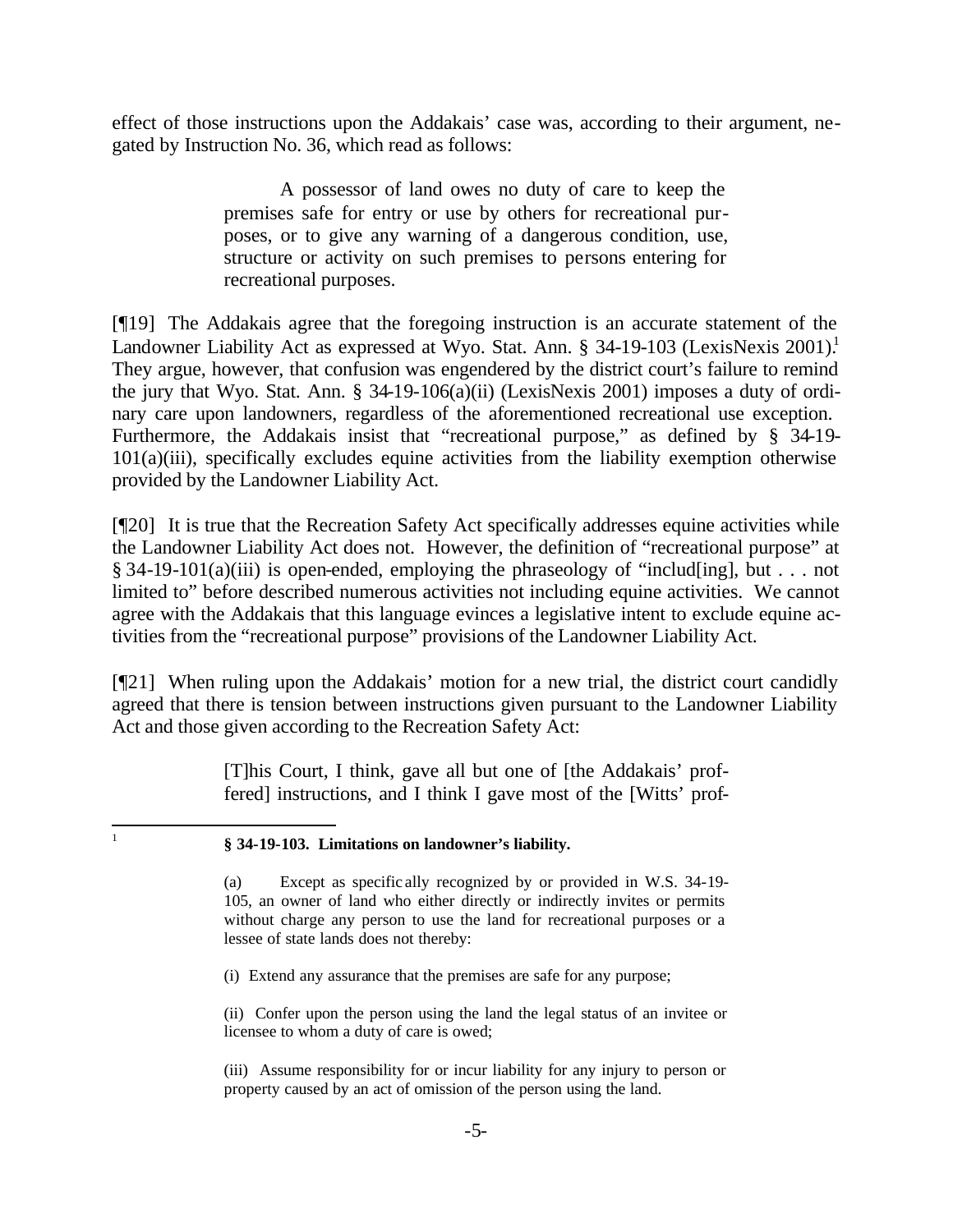effect of those instructions upon the Addakais' case was, according to their argument, negated by Instruction No. 36, which read as follows:

> A possessor of land owes no duty of care to keep the premises safe for entry or use by others for recreational purposes, or to give any warning of a dangerous condition, use, structure or activity on such premises to persons entering for recreational purposes.

[¶19] The Addakais agree that the foregoing instruction is an accurate statement of the Landowner Liability Act as expressed at Wyo. Stat. Ann. § 34-19-103 (LexisNexis 2001).[1] They argue, however, that confusion was engendered by the district court's failure to remind the jury that Wyo. Stat. Ann. § 34-19-106(a)(ii) (LexisNexis 2001) imposes a duty of ordinary care upon landowners, regardless of the aforementioned recreational use exception. Furthermore, the Addakais insist that "recreational purpose," as defined by § 34-19-101(a)(iii), specifically excludes equine activities from the liability exemption otherwise provided by the Landowner Liability Act.

[¶20] It is true that the Recreation Safety Act specifically addresses equine activities while the Landowner Liability Act does not. However, the definition of "recreational purpose" at § 34-19-101(a)(iii) is open-ended, employing the phraseology of "includ[ing], but . . . not limited to" before described numerous activities not including equine activities. We cannot agree with the Addakais that this language evinces a legislative intent to exclude equine activities from the "recreational purpose" provisions of the Landowner Liability Act.

[¶21] When ruling upon the Addakais' motion for a new trial, the district court candidly agreed that there is tension between instructions given pursuant to the Landowner Liability Act and those given according to the Recreation Safety Act:

> [T]his Court, I think, gave all but one of [the Addakais' proffered] instructions, and I think I gave most of the [Witts' prof-

---

[1] **§ 34-19-103. Limitations on landowner's liability.**

> (a) Except as specifically recognized by or provided in W.S. 34-19-105, an owner of land who either directly or indirectly invites or permits without charge any person to use the land for recreational purposes or a lessee of state lands does not thereby:
>
> (i) Extend any assurance that the premises are safe for any purpose;
>
> (ii) Confer upon the person using the land the legal status of an invitee or licensee to whom a duty of care is owed;
>
> (iii) Assume responsibility for or incur liability for any injury to person or property caused by an act of omission of the person using the land.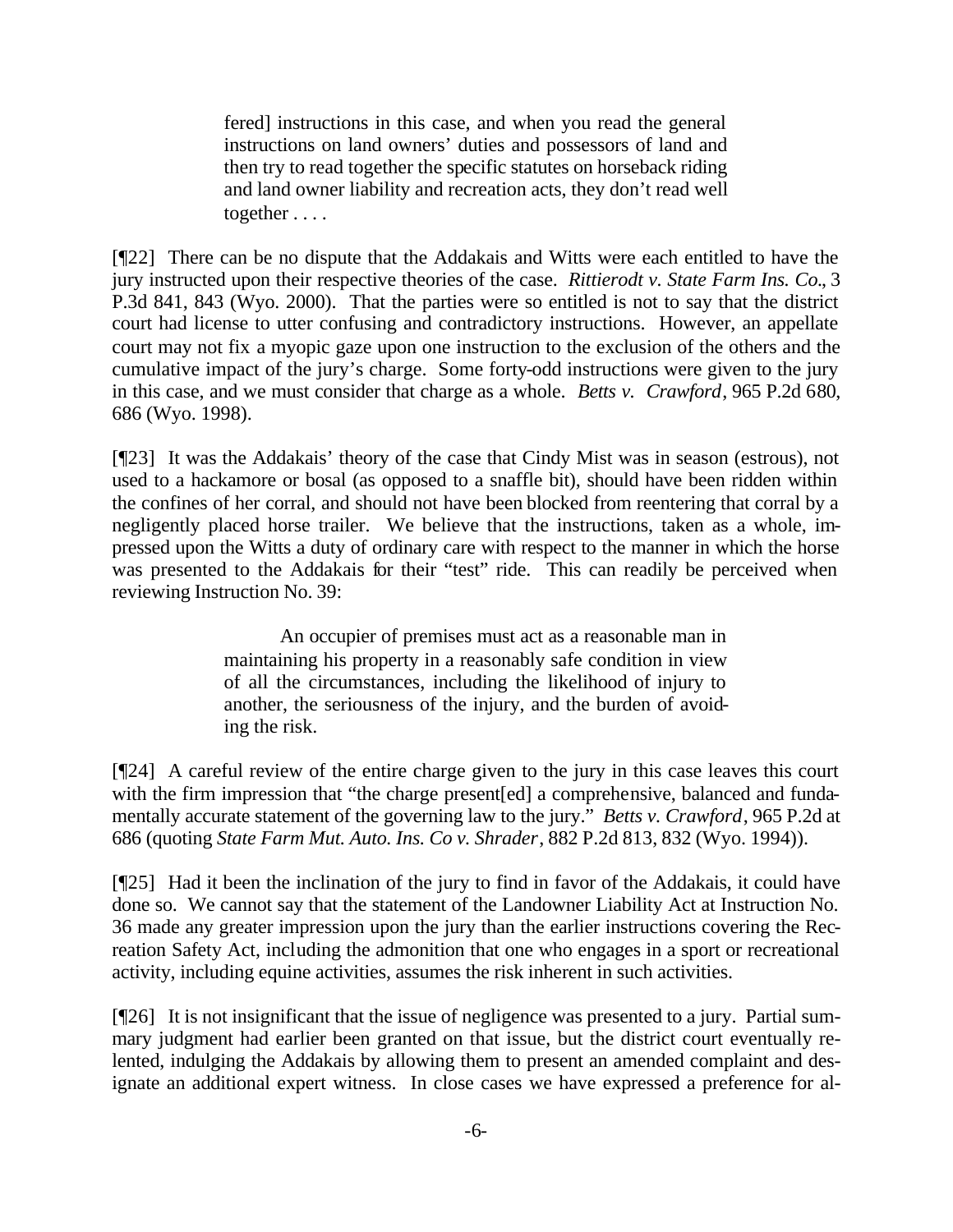> fered] instructions in this case, and when you read the general instructions on land owners' duties and possessors of land and then try to read together the specific statutes on horseback riding and land owner liability and recreation acts, they don't read well together . . . .

[¶22] There can be no dispute that the Addakais and Witts were each entitled to have the jury instructed upon their respective theories of the case. *Rittierodt v. State Farm Ins. Co.*, 3 P.3d 841, 843 (Wyo. 2000). That the parties were so entitled is not to say that the district court had license to utter confusing and contradictory instructions. However, an appellate court may not fix a myopic gaze upon one instruction to the exclusion of the others and the cumulative impact of the jury's charge. Some forty-odd instructions were given to the jury in this case, and we must consider that charge as a whole. *Betts v. Crawford*, 965 P.2d 680, 686 (Wyo. 1998).

[¶23] It was the Addakais' theory of the case that Cindy Mist was in season (estrous), not used to a hackamore or bosal (as opposed to a snaffle bit), should have been ridden within the confines of her corral, and should not have been blocked from reentering that corral by a negligently placed horse trailer. We believe that the instructions, taken as a whole, impressed upon the Witts a duty of ordinary care with respect to the manner in which the horse was presented to the Addakais for their "test" ride. This can readily be perceived when reviewing Instruction No. 39:

> An occupier of premises must act as a reasonable man in maintaining his property in a reasonably safe condition in view of all the circumstances, including the likelihood of injury to another, the seriousness of the injury, and the burden of avoiding the risk.

[¶24] A careful review of the entire charge given to the jury in this case leaves this court with the firm impression that "the charge present[ed] a comprehensive, balanced and fundamentally accurate statement of the governing law to the jury." *Betts v. Crawford*, 965 P.2d at 686 (quoting *State Farm Mut. Auto. Ins. Co v. Shrader*, 882 P.2d 813, 832 (Wyo. 1994)).

[¶25] Had it been the inclination of the jury to find in favor of the Addakais, it could have done so. We cannot say that the statement of the Landowner Liability Act at Instruction No. 36 made any greater impression upon the jury than the earlier instructions covering the Recreation Safety Act, including the admonition that one who engages in a sport or recreational activity, including equine activities, assumes the risk inherent in such activities.

[¶26] It is not insignificant that the issue of negligence was presented to a jury. Partial summary judgment had earlier been granted on that issue, but the district court eventually relented, indulging the Addakais by allowing them to present an amended complaint and designate an additional expert witness. In close cases we have expressed a preference for al-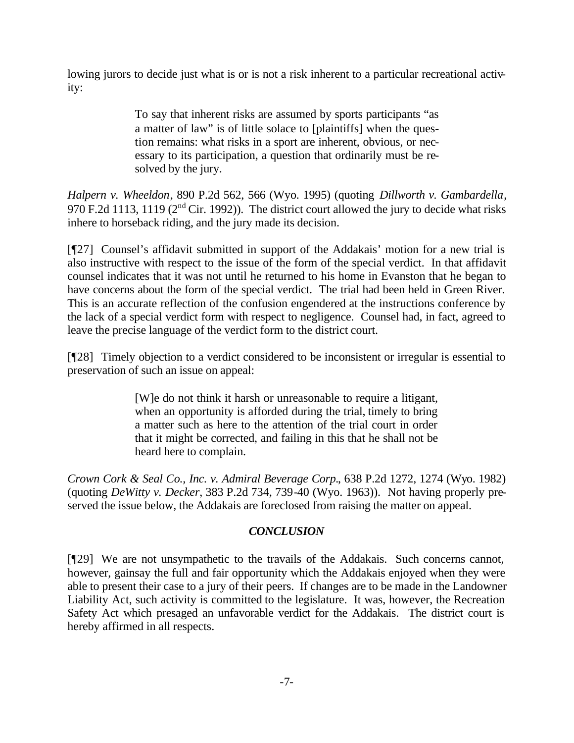lowing jurors to decide just what is or is not a risk inherent to a particular recreational activity:

> To say that inherent risks are assumed by sports participants "as a matter of law" is of little solace to [plaintiffs] when the question remains: what risks in a sport are inherent, obvious, or necessary to its participation, a question that ordinarily must be resolved by the jury.

*Halpern v. Wheeldon*, 890 P.2d 562, 566 (Wyo. 1995) (quoting *Dillworth v. Gambardella*, 970 F.2d 1113, 1119 (2nd Cir. 1992)). The district court allowed the jury to decide what risks inhere to horseback riding, and the jury made its decision.

[¶27] Counsel's affidavit submitted in support of the Addakais' motion for a new trial is also instructive with respect to the issue of the form of the special verdict. In that affidavit counsel indicates that it was not until he returned to his home in Evanston that he began to have concerns about the form of the special verdict. The trial had been held in Green River. This is an accurate reflection of the confusion engendered at the instructions conference by the lack of a special verdict form with respect to negligence. Counsel had, in fact, agreed to leave the precise language of the verdict form to the district court.

[¶28] Timely objection to a verdict considered to be inconsistent or irregular is essential to preservation of such an issue on appeal:

> [W]e do not think it harsh or unreasonable to require a litigant, when an opportunity is afforded during the trial, timely to bring a matter such as here to the attention of the trial court in order that it might be corrected, and failing in this that he shall not be heard here to complain.

*Crown Cork & Seal Co., Inc. v. Admiral Beverage Corp.*, 638 P.2d 1272, 1274 (Wyo. 1982) (quoting *DeWitty v. Decker*, 383 P.2d 734, 739-40 (Wyo. 1963)). Not having properly preserved the issue below, the Addakais are foreclosed from raising the matter on appeal.

## *CONCLUSION*

[¶29] We are not unsympathetic to the travails of the Addakais. Such concerns cannot, however, gainsay the full and fair opportunity which the Addakais enjoyed when they were able to present their case to a jury of their peers. If changes are to be made in the Landowner Liability Act, such activity is committed to the legislature. It was, however, the Recreation Safety Act which presaged an unfavorable verdict for the Addakais. The district court is hereby affirmed in all respects.